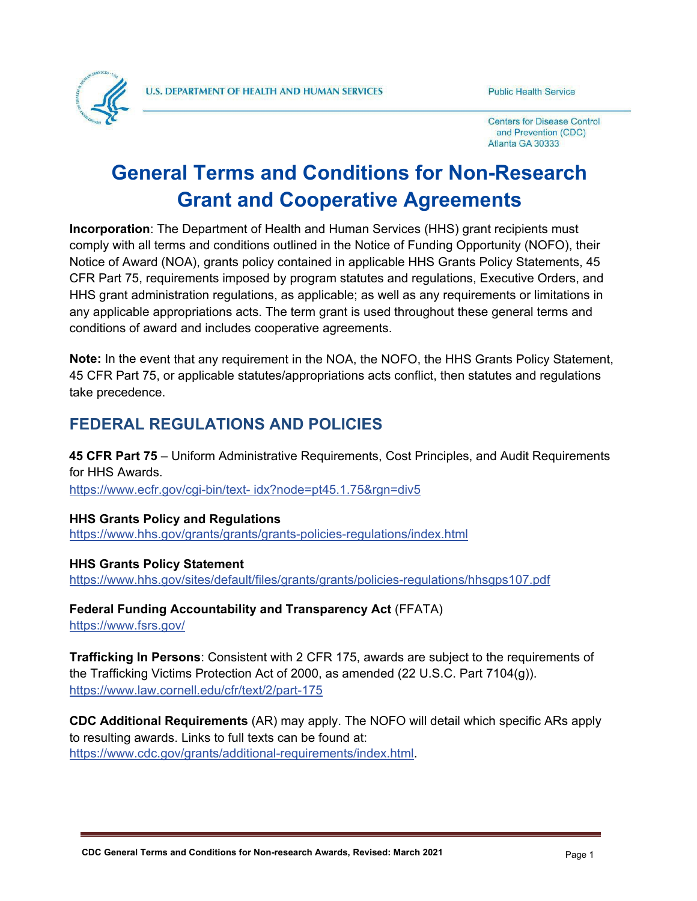U.S. DEPARTMENT OF HEALTH AND HUMAN SERVICES

Public Health Service

Centers for Disease Control and Prevention (CDC)
Atlanta GA 30333

# General Terms and Conditions for Non-Research Grant and Cooperative Agreements

**Incorporation**: The Department of Health and Human Services (HHS) grant recipients must comply with all terms and conditions outlined in the Notice of Funding Opportunity (NOFO), their Notice of Award (NOA), grants policy contained in applicable HHS Grants Policy Statements, 45 CFR Part 75, requirements imposed by program statutes and regulations, Executive Orders, and HHS grant administration regulations, as applicable; as well as any requirements or limitations in any applicable appropriations acts. The term grant is used throughout these general terms and conditions of award and includes cooperative agreements.

**Note:** In the event that any requirement in the NOA, the NOFO, the HHS Grants Policy Statement, 45 CFR Part 75, or applicable statutes/appropriations acts conflict, then statutes and regulations take precedence.

## FEDERAL REGULATIONS AND POLICIES

**45 CFR Part 75** – Uniform Administrative Requirements, Cost Principles, and Audit Requirements for HHS Awards.
https://www.ecfr.gov/cgi-bin/text- idx?node=pt45.1.75&rgn=div5

**HHS Grants Policy and Regulations**
https://www.hhs.gov/grants/grants/grants-policies-regulations/index.html

**HHS Grants Policy Statement**
https://www.hhs.gov/sites/default/files/grants/grants/policies-regulations/hhsgps107.pdf

**Federal Funding Accountability and Transparency Act** (FFATA)
https://www.fsrs.gov/

**Trafficking In Persons**: Consistent with 2 CFR 175, awards are subject to the requirements of the Trafficking Victims Protection Act of 2000, as amended (22 U.S.C. Part 7104(g)).
https://www.law.cornell.edu/cfr/text/2/part-175

**CDC Additional Requirements** (AR) may apply. The NOFO will detail which specific ARs apply to resulting awards. Links to full texts can be found at:
https://www.cdc.gov/grants/additional-requirements/index.html.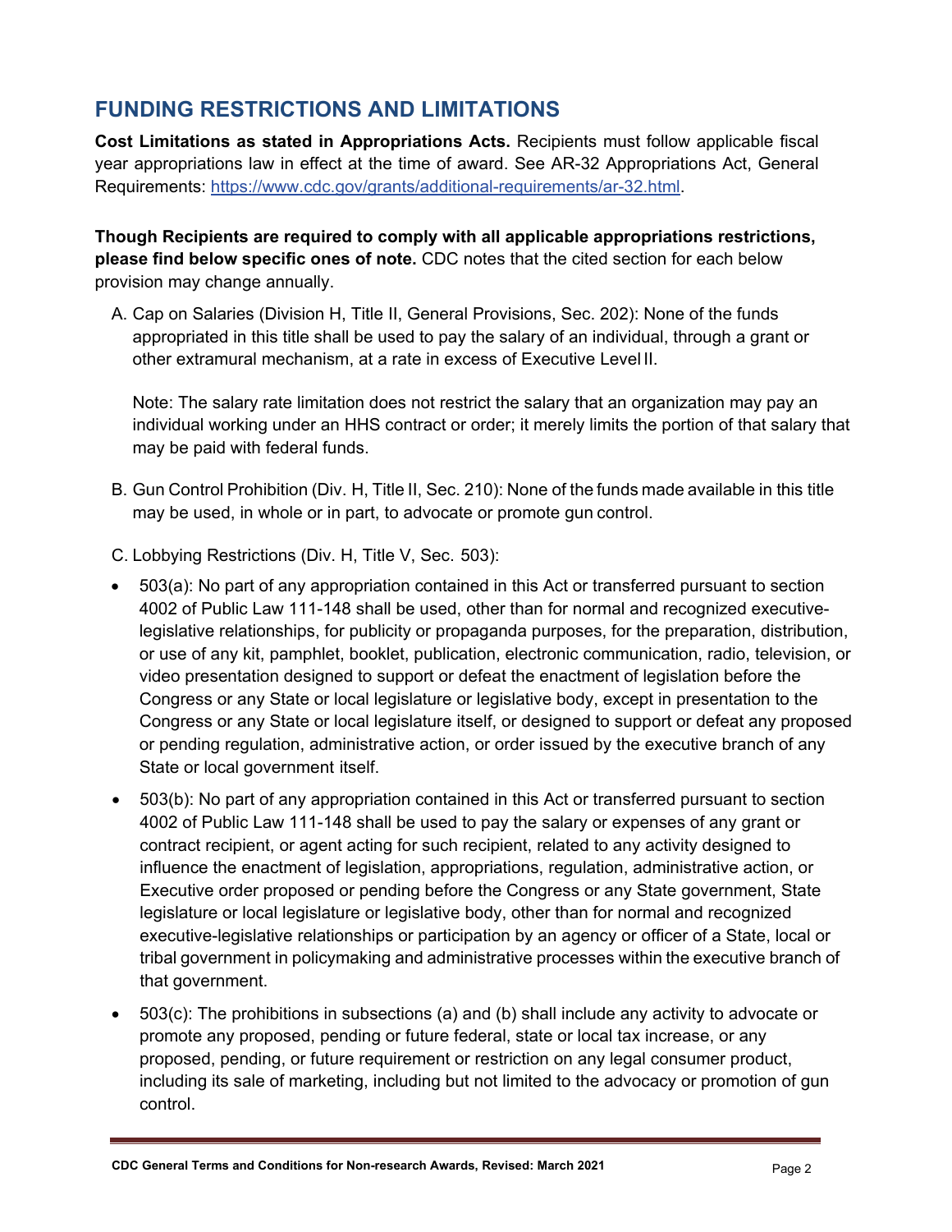## FUNDING RESTRICTIONS AND LIMITATIONS

**Cost Limitations as stated in Appropriations Acts.** Recipients must follow applicable fiscal year appropriations law in effect at the time of award. See AR-32 Appropriations Act, General Requirements: https://www.cdc.gov/grants/additional-requirements/ar-32.html.

**Though Recipients are required to comply with all applicable appropriations restrictions, please find below specific ones of note.** CDC notes that the cited section for each below provision may change annually.

A. Cap on Salaries (Division H, Title II, General Provisions, Sec. 202): None of the funds appropriated in this title shall be used to pay the salary of an individual, through a grant or other extramural mechanism, at a rate in excess of Executive Level II.

   Note: The salary rate limitation does not restrict the salary that an organization may pay an individual working under an HHS contract or order; it merely limits the portion of that salary that may be paid with federal funds.

B. Gun Control Prohibition (Div. H, Title II, Sec. 210): None of the funds made available in this title may be used, in whole or in part, to advocate or promote gun control.

C. Lobbying Restrictions (Div. H, Title V, Sec. 503):

- 503(a): No part of any appropriation contained in this Act or transferred pursuant to section 4002 of Public Law 111-148 shall be used, other than for normal and recognized executive-legislative relationships, for publicity or propaganda purposes, for the preparation, distribution, or use of any kit, pamphlet, booklet, publication, electronic communication, radio, television, or video presentation designed to support or defeat the enactment of legislation before the Congress or any State or local legislature or legislative body, except in presentation to the Congress or any State or local legislature itself, or designed to support or defeat any proposed or pending regulation, administrative action, or order issued by the executive branch of any State or local government itself.
- 503(b): No part of any appropriation contained in this Act or transferred pursuant to section 4002 of Public Law 111-148 shall be used to pay the salary or expenses of any grant or contract recipient, or agent acting for such recipient, related to any activity designed to influence the enactment of legislation, appropriations, regulation, administrative action, or Executive order proposed or pending before the Congress or any State government, State legislature or local legislature or legislative body, other than for normal and recognized executive-legislative relationships or participation by an agency or officer of a State, local or tribal government in policymaking and administrative processes within the executive branch of that government.
- 503(c): The prohibitions in subsections (a) and (b) shall include any activity to advocate or promote any proposed, pending or future federal, state or local tax increase, or any proposed, pending, or future requirement or restriction on any legal consumer product, including its sale of marketing, including but not limited to the advocacy or promotion of gun control.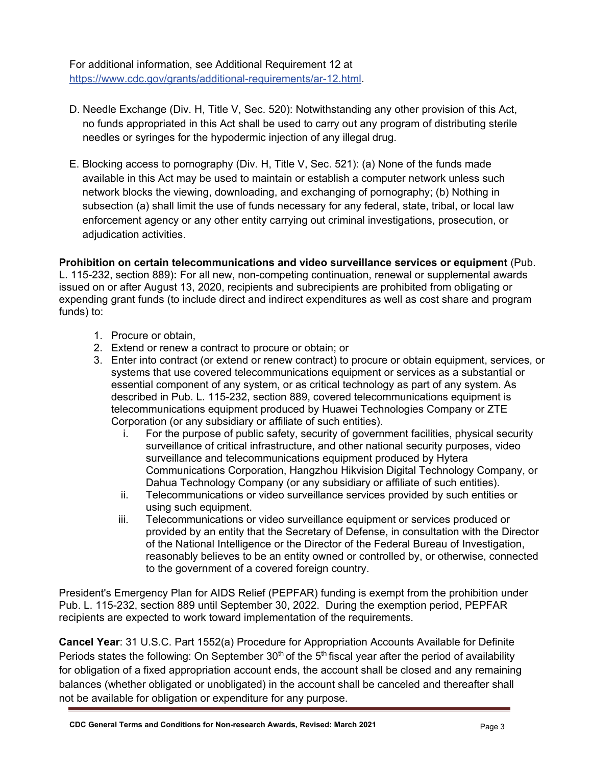For additional information, see Additional Requirement 12 at https://www.cdc.gov/grants/additional-requirements/ar-12.html.

D. Needle Exchange (Div. H, Title V, Sec. 520): Notwithstanding any other provision of this Act, no funds appropriated in this Act shall be used to carry out any program of distributing sterile needles or syringes for the hypodermic injection of any illegal drug.

E. Blocking access to pornography (Div. H, Title V, Sec. 521): (a) None of the funds made available in this Act may be used to maintain or establish a computer network unless such network blocks the viewing, downloading, and exchanging of pornography; (b) Nothing in subsection (a) shall limit the use of funds necessary for any federal, state, tribal, or local law enforcement agency or any other entity carrying out criminal investigations, prosecution, or adjudication activities.

**Prohibition on certain telecommunications and video surveillance services or equipment** (Pub. L. 115-232, section 889)**:** For all new, non-competing continuation, renewal or supplemental awards issued on or after August 13, 2020, recipients and subrecipients are prohibited from obligating or expending grant funds (to include direct and indirect expenditures as well as cost share and program funds) to:

1. Procure or obtain,
2. Extend or renew a contract to procure or obtain; or
3. Enter into contract (or extend or renew contract) to procure or obtain equipment, services, or systems that use covered telecommunications equipment or services as a substantial or essential component of any system, or as critical technology as part of any system. As described in Pub. L. 115-232, section 889, covered telecommunications equipment is telecommunications equipment produced by Huawei Technologies Company or ZTE Corporation (or any subsidiary or affiliate of such entities).
   i. For the purpose of public safety, security of government facilities, physical security surveillance of critical infrastructure, and other national security purposes, video surveillance and telecommunications equipment produced by Hytera Communications Corporation, Hangzhou Hikvision Digital Technology Company, or Dahua Technology Company (or any subsidiary or affiliate of such entities).
   ii. Telecommunications or video surveillance services provided by such entities or using such equipment.
   iii. Telecommunications or video surveillance equipment or services produced or provided by an entity that the Secretary of Defense, in consultation with the Director of the National Intelligence or the Director of the Federal Bureau of Investigation, reasonably believes to be an entity owned or controlled by, or otherwise, connected to the government of a covered foreign country.

President's Emergency Plan for AIDS Relief (PEPFAR) funding is exempt from the prohibition under Pub. L. 115-232, section 889 until September 30, 2022. During the exemption period, PEPFAR recipients are expected to work toward implementation of the requirements.

**Cancel Year**: 31 U.S.C. Part 1552(a) Procedure for Appropriation Accounts Available for Definite Periods states the following: On September 30th of the 5th fiscal year after the period of availability for obligation of a fixed appropriation account ends, the account shall be closed and any remaining balances (whether obligated or unobligated) in the account shall be canceled and thereafter shall not be available for obligation or expenditure for any purpose.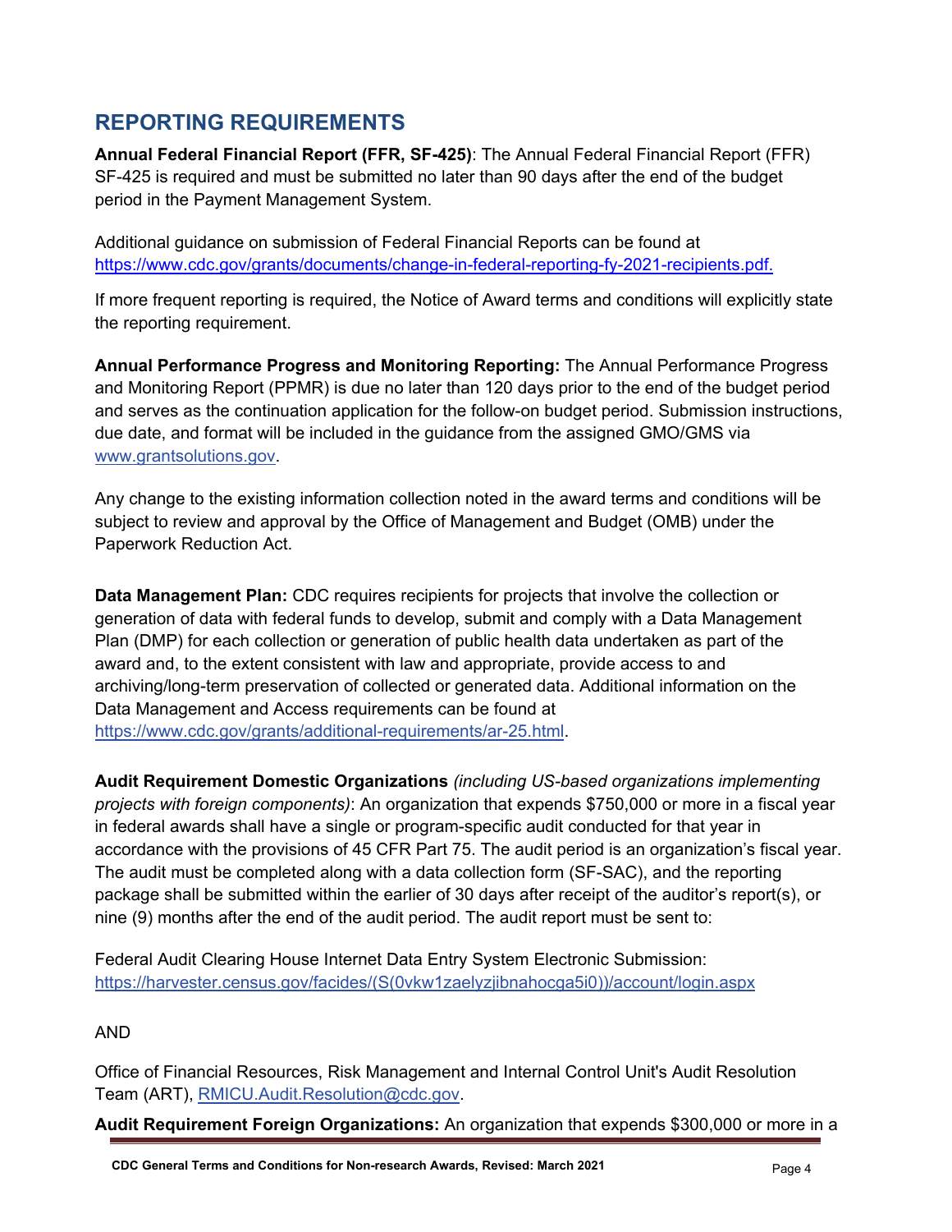## REPORTING REQUIREMENTS

**Annual Federal Financial Report (FFR, SF-425)**: The Annual Federal Financial Report (FFR) SF-425 is required and must be submitted no later than 90 days after the end of the budget period in the Payment Management System.

Additional guidance on submission of Federal Financial Reports can be found at https://www.cdc.gov/grants/documents/change-in-federal-reporting-fy-2021-recipients.pdf.

If more frequent reporting is required, the Notice of Award terms and conditions will explicitly state the reporting requirement.

**Annual Performance Progress and Monitoring Reporting:** The Annual Performance Progress and Monitoring Report (PPMR) is due no later than 120 days prior to the end of the budget period and serves as the continuation application for the follow-on budget period. Submission instructions, due date, and format will be included in the guidance from the assigned GMO/GMS via www.grantsolutions.gov.

Any change to the existing information collection noted in the award terms and conditions will be subject to review and approval by the Office of Management and Budget (OMB) under the Paperwork Reduction Act.

**Data Management Plan:** CDC requires recipients for projects that involve the collection or generation of data with federal funds to develop, submit and comply with a Data Management Plan (DMP) for each collection or generation of public health data undertaken as part of the award and, to the extent consistent with law and appropriate, provide access to and archiving/long-term preservation of collected or generated data. Additional information on the Data Management and Access requirements can be found at https://www.cdc.gov/grants/additional-requirements/ar-25.html.

**Audit Requirement Domestic Organizations** *(including US-based organizations implementing projects with foreign components)*: An organization that expends $750,000 or more in a fiscal year in federal awards shall have a single or program-specific audit conducted for that year in accordance with the provisions of 45 CFR Part 75. The audit period is an organization's fiscal year. The audit must be completed along with a data collection form (SF-SAC), and the reporting package shall be submitted within the earlier of 30 days after receipt of the auditor's report(s), or nine (9) months after the end of the audit period. The audit report must be sent to:

Federal Audit Clearing House Internet Data Entry System Electronic Submission: https://harvester.census.gov/facides/(S(0vkw1zaelyzjibnahocga5i0))/account/login.aspx

AND

Office of Financial Resources, Risk Management and Internal Control Unit's Audit Resolution Team (ART), RMICU.Audit.Resolution@cdc.gov.

**Audit Requirement Foreign Organizations:** An organization that expends $300,000 or more in a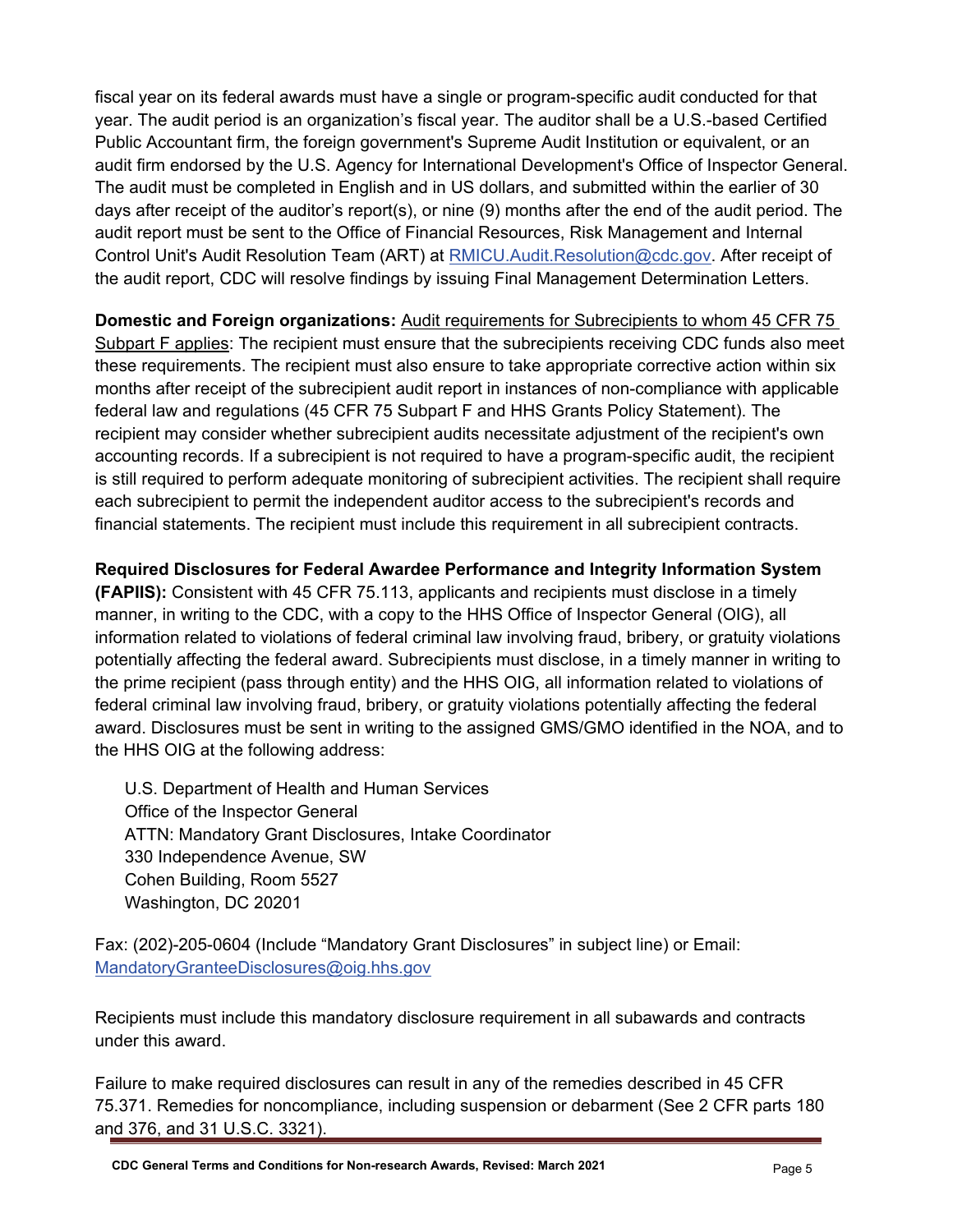fiscal year on its federal awards must have a single or program-specific audit conducted for that year. The audit period is an organization's fiscal year. The auditor shall be a U.S.-based Certified Public Accountant firm, the foreign government's Supreme Audit Institution or equivalent, or an audit firm endorsed by the U.S. Agency for International Development's Office of Inspector General. The audit must be completed in English and in US dollars, and submitted within the earlier of 30 days after receipt of the auditor's report(s), or nine (9) months after the end of the audit period. The audit report must be sent to the Office of Financial Resources, Risk Management and Internal Control Unit's Audit Resolution Team (ART) at RMICU.Audit.Resolution@cdc.gov. After receipt of the audit report, CDC will resolve findings by issuing Final Management Determination Letters.

**Domestic and Foreign organizations:** Audit requirements for Subrecipients to whom 45 CFR 75 Subpart F applies: The recipient must ensure that the subrecipients receiving CDC funds also meet these requirements. The recipient must also ensure to take appropriate corrective action within six months after receipt of the subrecipient audit report in instances of non-compliance with applicable federal law and regulations (45 CFR 75 Subpart F and HHS Grants Policy Statement). The recipient may consider whether subrecipient audits necessitate adjustment of the recipient's own accounting records. If a subrecipient is not required to have a program-specific audit, the recipient is still required to perform adequate monitoring of subrecipient activities. The recipient shall require each subrecipient to permit the independent auditor access to the subrecipient's records and financial statements. The recipient must include this requirement in all subrecipient contracts.

**Required Disclosures for Federal Awardee Performance and Integrity Information System (FAPIIS):** Consistent with 45 CFR 75.113, applicants and recipients must disclose in a timely manner, in writing to the CDC, with a copy to the HHS Office of Inspector General (OIG), all information related to violations of federal criminal law involving fraud, bribery, or gratuity violations potentially affecting the federal award. Subrecipients must disclose, in a timely manner in writing to the prime recipient (pass through entity) and the HHS OIG, all information related to violations of federal criminal law involving fraud, bribery, or gratuity violations potentially affecting the federal award. Disclosures must be sent in writing to the assigned GMS/GMO identified in the NOA, and to the HHS OIG at the following address:

U.S. Department of Health and Human Services
Office of the Inspector General
ATTN: Mandatory Grant Disclosures, Intake Coordinator
330 Independence Avenue, SW
Cohen Building, Room 5527
Washington, DC 20201

Fax: (202)-205-0604 (Include "Mandatory Grant Disclosures" in subject line) or Email: MandatoryGranteeDisclosures@oig.hhs.gov

Recipients must include this mandatory disclosure requirement in all subawards and contracts under this award.

Failure to make required disclosures can result in any of the remedies described in 45 CFR 75.371. Remedies for noncompliance, including suspension or debarment (See 2 CFR parts 180 and 376, and 31 U.S.C. 3321).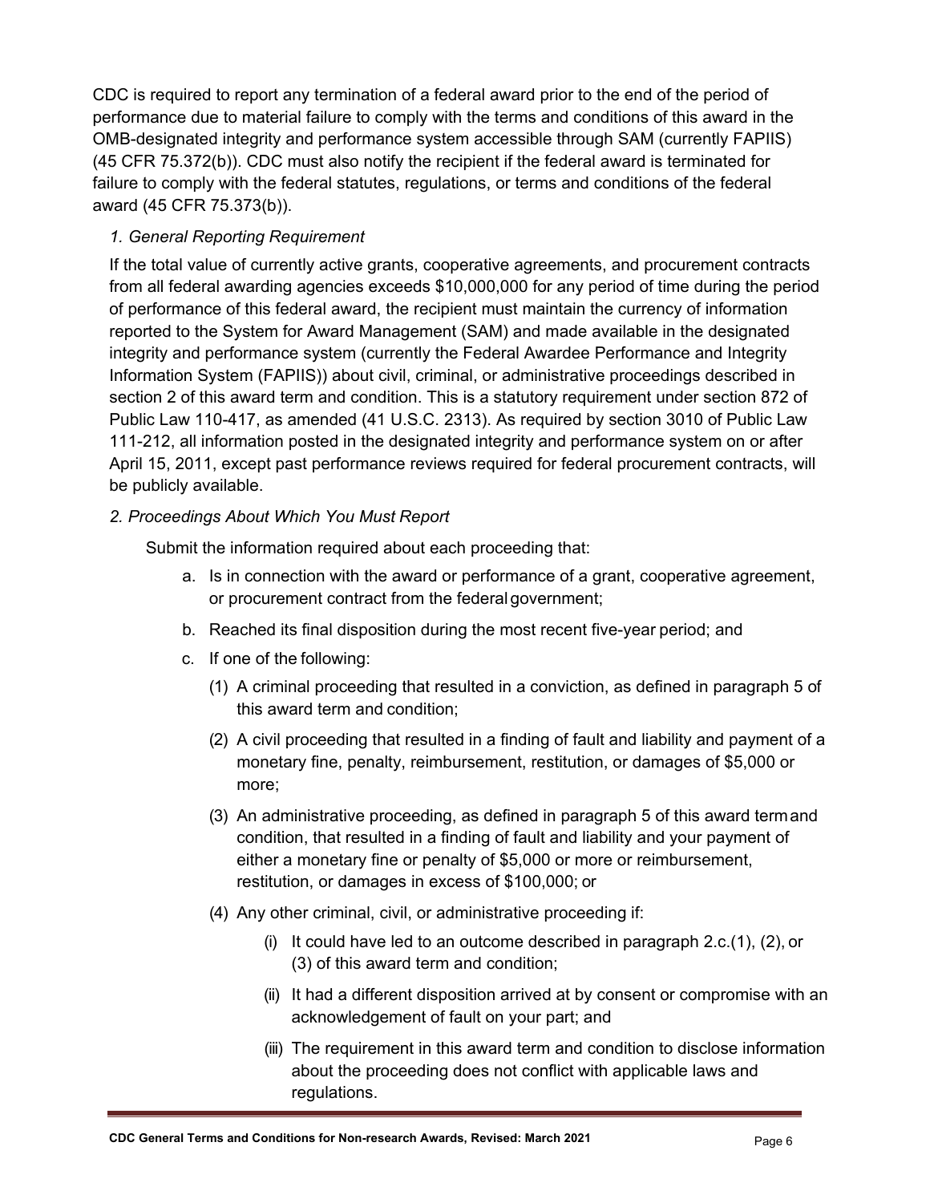CDC is required to report any termination of a federal award prior to the end of the period of performance due to material failure to comply with the terms and conditions of this award in the OMB-designated integrity and performance system accessible through SAM (currently FAPIIS) (45 CFR 75.372(b)). CDC must also notify the recipient if the federal award is terminated for failure to comply with the federal statutes, regulations, or terms and conditions of the federal award (45 CFR 75.373(b)).

*1. General Reporting Requirement*

If the total value of currently active grants, cooperative agreements, and procurement contracts from all federal awarding agencies exceeds $10,000,000 for any period of time during the period of performance of this federal award, the recipient must maintain the currency of information reported to the System for Award Management (SAM) and made available in the designated integrity and performance system (currently the Federal Awardee Performance and Integrity Information System (FAPIIS)) about civil, criminal, or administrative proceedings described in section 2 of this award term and condition. This is a statutory requirement under section 872 of Public Law 110-417, as amended (41 U.S.C. 2313). As required by section 3010 of Public Law 111-212, all information posted in the designated integrity and performance system on or after April 15, 2011, except past performance reviews required for federal procurement contracts, will be publicly available.

*2. Proceedings About Which You Must Report*

Submit the information required about each proceeding that:

a. Is in connection with the award or performance of a grant, cooperative agreement, or procurement contract from the federal government;

b. Reached its final disposition during the most recent five-year period; and

c. If one of the following:

   (1) A criminal proceeding that resulted in a conviction, as defined in paragraph 5 of this award term and condition;

   (2) A civil proceeding that resulted in a finding of fault and liability and payment of a monetary fine, penalty, reimbursement, restitution, or damages of $5,000 or more;

   (3) An administrative proceeding, as defined in paragraph 5 of this award term and condition, that resulted in a finding of fault and liability and your payment of either a monetary fine or penalty of $5,000 or more or reimbursement, restitution, or damages in excess of $100,000; or

   (4) Any other criminal, civil, or administrative proceeding if:

      (i) It could have led to an outcome described in paragraph 2.c.(1), (2), or (3) of this award term and condition;

      (ii) It had a different disposition arrived at by consent or compromise with an acknowledgement of fault on your part; and

      (iii) The requirement in this award term and condition to disclose information about the proceeding does not conflict with applicable laws and regulations.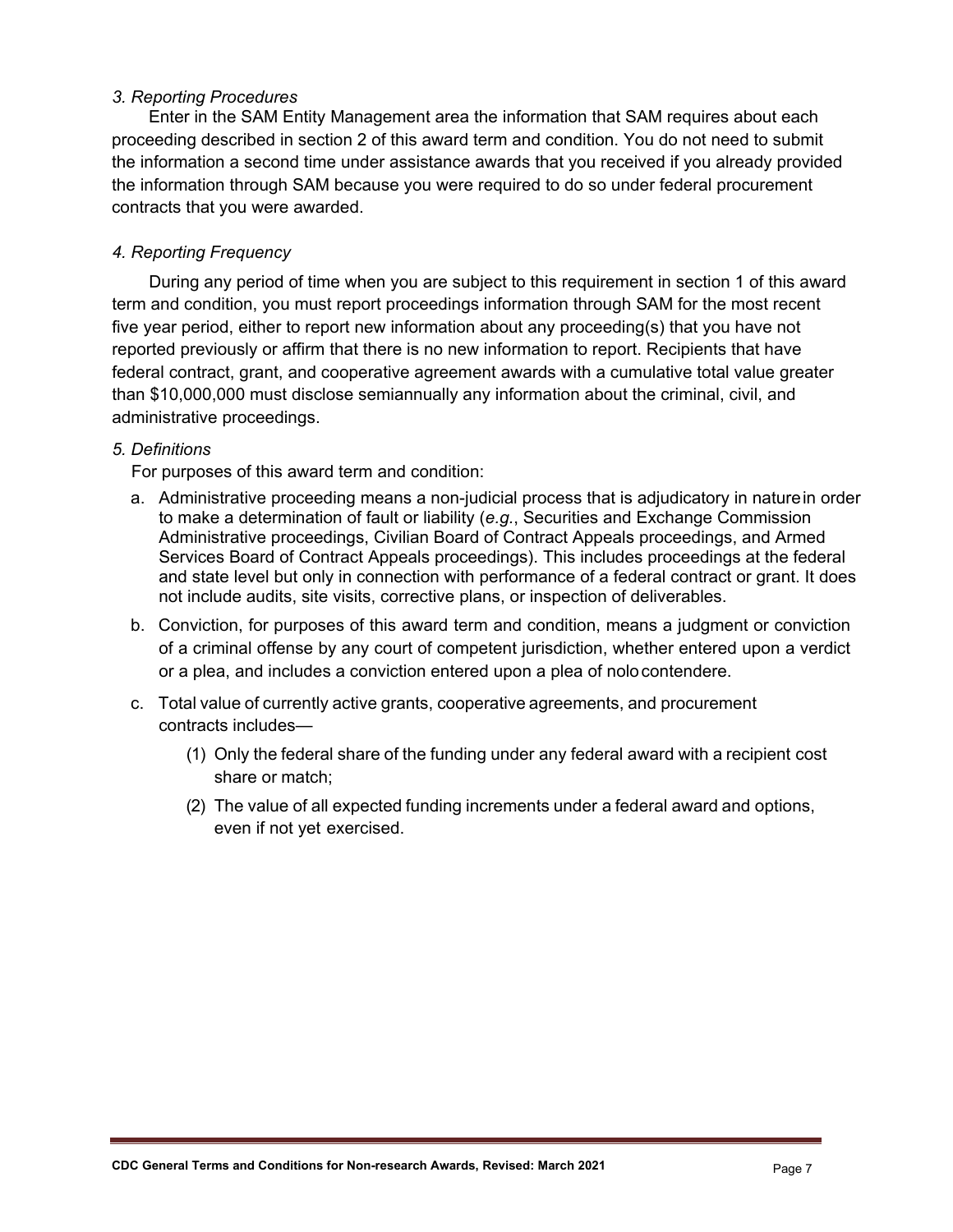*3. Reporting Procedures*

Enter in the SAM Entity Management area the information that SAM requires about each proceeding described in section 2 of this award term and condition. You do not need to submit the information a second time under assistance awards that you received if you already provided the information through SAM because you were required to do so under federal procurement contracts that you were awarded.

*4. Reporting Frequency*

During any period of time when you are subject to this requirement in section 1 of this award term and condition, you must report proceedings information through SAM for the most recent five year period, either to report new information about any proceeding(s) that you have not reported previously or affirm that there is no new information to report. Recipients that have federal contract, grant, and cooperative agreement awards with a cumulative total value greater than $10,000,000 must disclose semiannually any information about the criminal, civil, and administrative proceedings.

*5. Definitions*

For purposes of this award term and condition:

a. Administrative proceeding means a non-judicial process that is adjudicatory in nature in order to make a determination of fault or liability (*e.g.*, Securities and Exchange Commission Administrative proceedings, Civilian Board of Contract Appeals proceedings, and Armed Services Board of Contract Appeals proceedings). This includes proceedings at the federal and state level but only in connection with performance of a federal contract or grant. It does not include audits, site visits, corrective plans, or inspection of deliverables.

b. Conviction, for purposes of this award term and condition, means a judgment or conviction of a criminal offense by any court of competent jurisdiction, whether entered upon a verdict or a plea, and includes a conviction entered upon a plea of nolo contendere.

c. Total value of currently active grants, cooperative agreements, and procurement contracts includes—

   (1) Only the federal share of the funding under any federal award with a recipient cost share or match;

   (2) The value of all expected funding increments under a federal award and options, even if not yet exercised.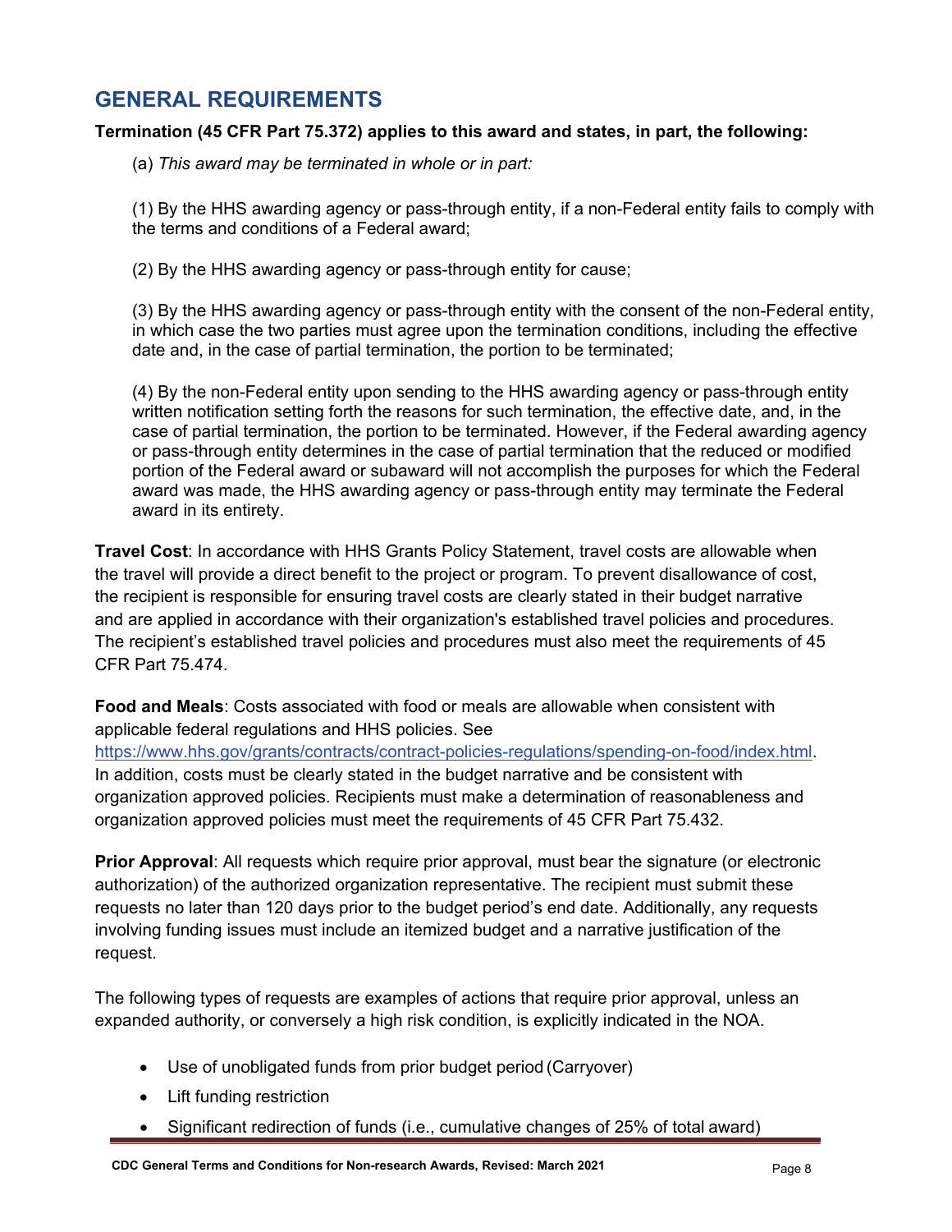## GENERAL REQUIREMENTS

**Termination (45 CFR Part 75.372) applies to this award and states, in part, the following:**

(a) *This award may be terminated in whole or in part:*

(1) By the HHS awarding agency or pass-through entity, if a non-Federal entity fails to comply with the terms and conditions of a Federal award;

(2) By the HHS awarding agency or pass-through entity for cause;

(3) By the HHS awarding agency or pass-through entity with the consent of the non-Federal entity, in which case the two parties must agree upon the termination conditions, including the effective date and, in the case of partial termination, the portion to be terminated;

(4) By the non-Federal entity upon sending to the HHS awarding agency or pass-through entity written notification setting forth the reasons for such termination, the effective date, and, in the case of partial termination, the portion to be terminated. However, if the Federal awarding agency or pass-through entity determines in the case of partial termination that the reduced or modified portion of the Federal award or subaward will not accomplish the purposes for which the Federal award was made, the HHS awarding agency or pass-through entity may terminate the Federal award in its entirety.

**Travel Cost**: In accordance with HHS Grants Policy Statement, travel costs are allowable when the travel will provide a direct benefit to the project or program. To prevent disallowance of cost, the recipient is responsible for ensuring travel costs are clearly stated in their budget narrative and are applied in accordance with their organization's established travel policies and procedures. The recipient's established travel policies and procedures must also meet the requirements of 45 CFR Part 75.474.

**Food and Meals**: Costs associated with food or meals are allowable when consistent with applicable federal regulations and HHS policies. See https://www.hhs.gov/grants/contracts/contract-policies-regulations/spending-on-food/index.html. In addition, costs must be clearly stated in the budget narrative and be consistent with organization approved policies. Recipients must make a determination of reasonableness and organization approved policies must meet the requirements of 45 CFR Part 75.432.

**Prior Approval**: All requests which require prior approval, must bear the signature (or electronic authorization) of the authorized organization representative. The recipient must submit these requests no later than 120 days prior to the budget period's end date. Additionally, any requests involving funding issues must include an itemized budget and a narrative justification of the request.

The following types of requests are examples of actions that require prior approval, unless an expanded authority, or conversely a high risk condition, is explicitly indicated in the NOA.

- Use of unobligated funds from prior budget period (Carryover)
- Lift funding restriction
- Significant redirection of funds (i.e., cumulative changes of 25% of total award)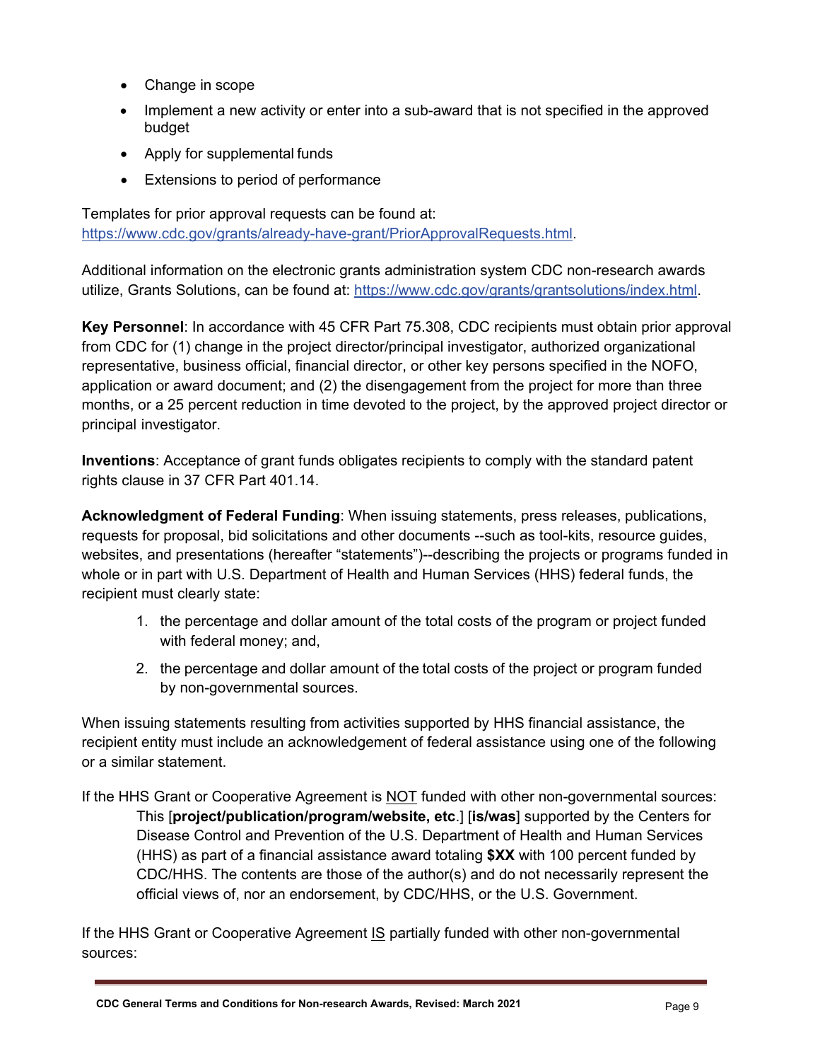- Change in scope
- Implement a new activity or enter into a sub-award that is not specified in the approved budget
- Apply for supplemental funds
- Extensions to period of performance

Templates for prior approval requests can be found at: https://www.cdc.gov/grants/already-have-grant/PriorApprovalRequests.html.

Additional information on the electronic grants administration system CDC non-research awards utilize, Grants Solutions, can be found at: https://www.cdc.gov/grants/grantsolutions/index.html.

**Key Personnel**: In accordance with 45 CFR Part 75.308, CDC recipients must obtain prior approval from CDC for (1) change in the project director/principal investigator, authorized organizational representative, business official, financial director, or other key persons specified in the NOFO, application or award document; and (2) the disengagement from the project for more than three months, or a 25 percent reduction in time devoted to the project, by the approved project director or principal investigator.

**Inventions**: Acceptance of grant funds obligates recipients to comply with the standard patent rights clause in 37 CFR Part 401.14.

**Acknowledgment of Federal Funding**: When issuing statements, press releases, publications, requests for proposal, bid solicitations and other documents --such as tool-kits, resource guides, websites, and presentations (hereafter "statements")--describing the projects or programs funded in whole or in part with U.S. Department of Health and Human Services (HHS) federal funds, the recipient must clearly state:

1. the percentage and dollar amount of the total costs of the program or project funded with federal money; and,
2. the percentage and dollar amount of the total costs of the project or program funded by non-governmental sources.

When issuing statements resulting from activities supported by HHS financial assistance, the recipient entity must include an acknowledgement of federal assistance using one of the following or a similar statement.

If the HHS Grant or Cooperative Agreement is NOT funded with other non-governmental sources:

> This [**project/publication/program/website, etc**.] [**is/was**] supported by the Centers for Disease Control and Prevention of the U.S. Department of Health and Human Services (HHS) as part of a financial assistance award totaling **$XX** with 100 percent funded by CDC/HHS. The contents are those of the author(s) and do not necessarily represent the official views of, nor an endorsement, by CDC/HHS, or the U.S. Government.

If the HHS Grant or Cooperative Agreement IS partially funded with other non-governmental sources: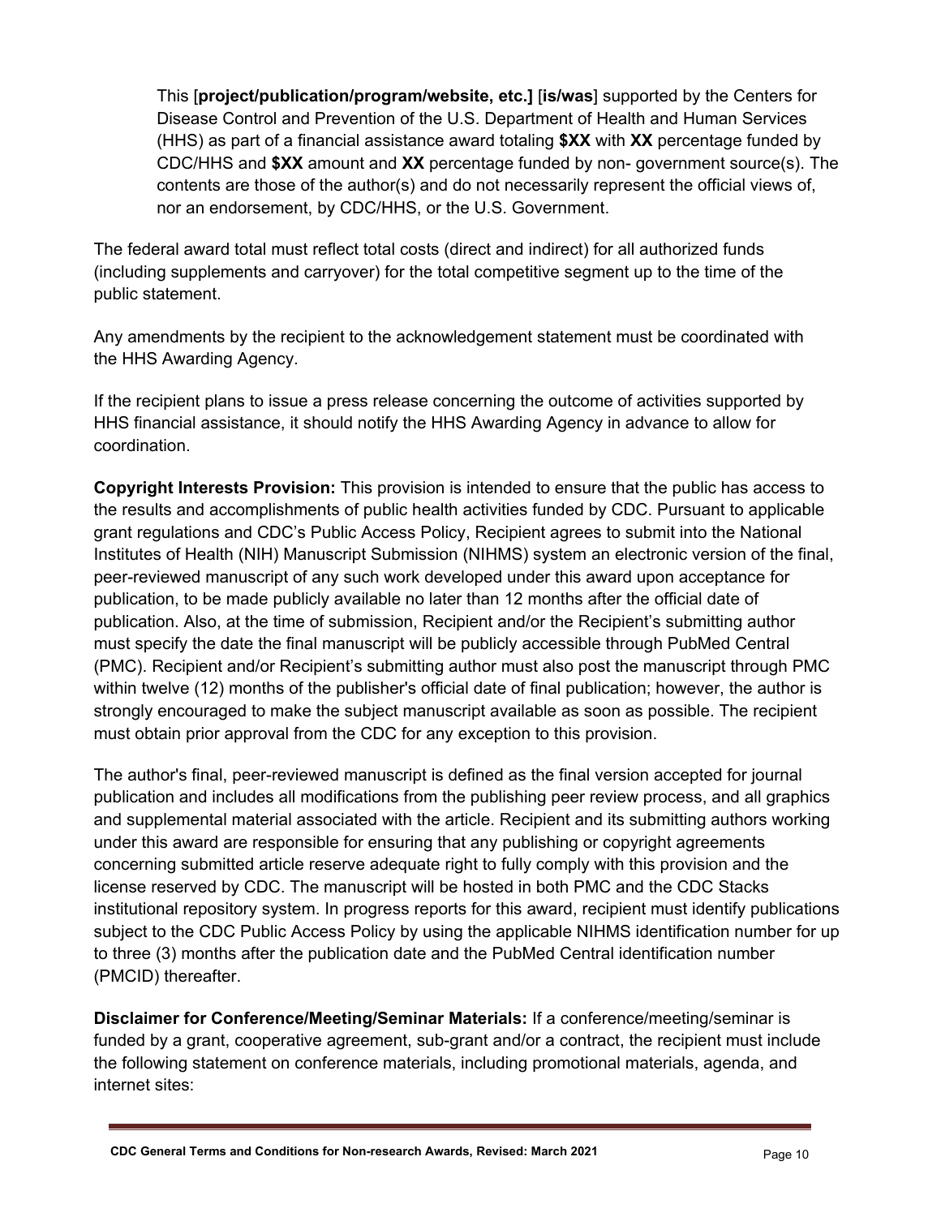> This [**project/publication/program/website, etc.]** [**is/was**] supported by the Centers for Disease Control and Prevention of the U.S. Department of Health and Human Services (HHS) as part of a financial assistance award totaling **$XX** with **XX** percentage funded by CDC/HHS and **$XX** amount and **XX** percentage funded by non- government source(s). The contents are those of the author(s) and do not necessarily represent the official views of, nor an endorsement, by CDC/HHS, or the U.S. Government.

The federal award total must reflect total costs (direct and indirect) for all authorized funds (including supplements and carryover) for the total competitive segment up to the time of the public statement.

Any amendments by the recipient to the acknowledgement statement must be coordinated with the HHS Awarding Agency.

If the recipient plans to issue a press release concerning the outcome of activities supported by HHS financial assistance, it should notify the HHS Awarding Agency in advance to allow for coordination.

**Copyright Interests Provision:** This provision is intended to ensure that the public has access to the results and accomplishments of public health activities funded by CDC. Pursuant to applicable grant regulations and CDC's Public Access Policy, Recipient agrees to submit into the National Institutes of Health (NIH) Manuscript Submission (NIHMS) system an electronic version of the final, peer-reviewed manuscript of any such work developed under this award upon acceptance for publication, to be made publicly available no later than 12 months after the official date of publication. Also, at the time of submission, Recipient and/or the Recipient's submitting author must specify the date the final manuscript will be publicly accessible through PubMed Central (PMC). Recipient and/or Recipient's submitting author must also post the manuscript through PMC within twelve (12) months of the publisher's official date of final publication; however, the author is strongly encouraged to make the subject manuscript available as soon as possible. The recipient must obtain prior approval from the CDC for any exception to this provision.

The author's final, peer-reviewed manuscript is defined as the final version accepted for journal publication and includes all modifications from the publishing peer review process, and all graphics and supplemental material associated with the article. Recipient and its submitting authors working under this award are responsible for ensuring that any publishing or copyright agreements concerning submitted article reserve adequate right to fully comply with this provision and the license reserved by CDC. The manuscript will be hosted in both PMC and the CDC Stacks institutional repository system. In progress reports for this award, recipient must identify publications subject to the CDC Public Access Policy by using the applicable NIHMS identification number for up to three (3) months after the publication date and the PubMed Central identification number (PMCID) thereafter.

**Disclaimer for Conference/Meeting/Seminar Materials:** If a conference/meeting/seminar is funded by a grant, cooperative agreement, sub-grant and/or a contract, the recipient must include the following statement on conference materials, including promotional materials, agenda, and internet sites: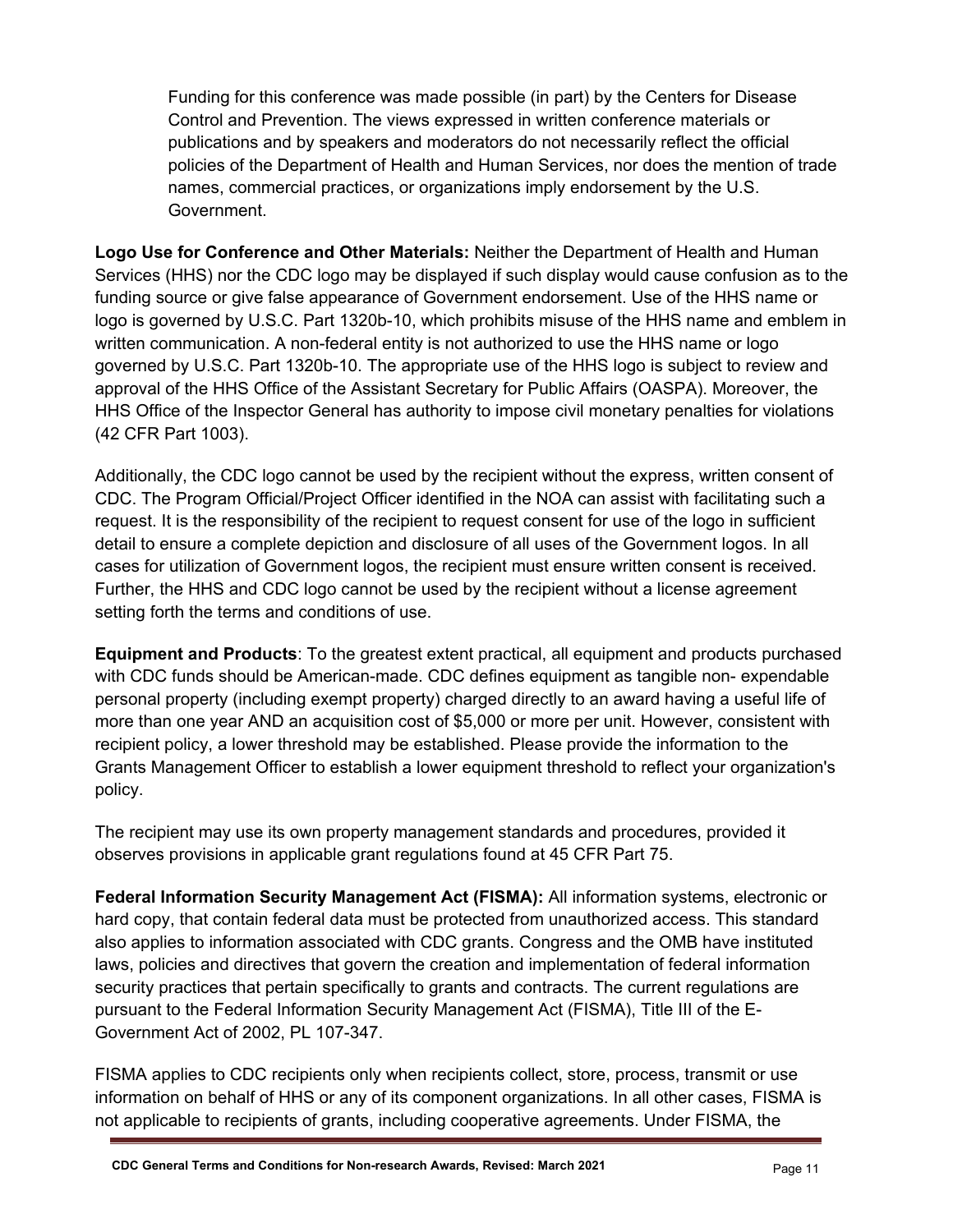Funding for this conference was made possible (in part) by the Centers for Disease Control and Prevention. The views expressed in written conference materials or publications and by speakers and moderators do not necessarily reflect the official policies of the Department of Health and Human Services, nor does the mention of trade names, commercial practices, or organizations imply endorsement by the U.S. Government.

**Logo Use for Conference and Other Materials:** Neither the Department of Health and Human Services (HHS) nor the CDC logo may be displayed if such display would cause confusion as to the funding source or give false appearance of Government endorsement. Use of the HHS name or logo is governed by U.S.C. Part 1320b-10, which prohibits misuse of the HHS name and emblem in written communication. A non-federal entity is not authorized to use the HHS name or logo governed by U.S.C. Part 1320b-10. The appropriate use of the HHS logo is subject to review and approval of the HHS Office of the Assistant Secretary for Public Affairs (OASPA). Moreover, the HHS Office of the Inspector General has authority to impose civil monetary penalties for violations (42 CFR Part 1003).

Additionally, the CDC logo cannot be used by the recipient without the express, written consent of CDC. The Program Official/Project Officer identified in the NOA can assist with facilitating such a request. It is the responsibility of the recipient to request consent for use of the logo in sufficient detail to ensure a complete depiction and disclosure of all uses of the Government logos. In all cases for utilization of Government logos, the recipient must ensure written consent is received. Further, the HHS and CDC logo cannot be used by the recipient without a license agreement setting forth the terms and conditions of use.

**Equipment and Products**: To the greatest extent practical, all equipment and products purchased with CDC funds should be American-made. CDC defines equipment as tangible non- expendable personal property (including exempt property) charged directly to an award having a useful life of more than one year AND an acquisition cost of $5,000 or more per unit. However, consistent with recipient policy, a lower threshold may be established. Please provide the information to the Grants Management Officer to establish a lower equipment threshold to reflect your organization's policy.

The recipient may use its own property management standards and procedures, provided it observes provisions in applicable grant regulations found at 45 CFR Part 75.

**Federal Information Security Management Act (FISMA):** All information systems, electronic or hard copy, that contain federal data must be protected from unauthorized access. This standard also applies to information associated with CDC grants. Congress and the OMB have instituted laws, policies and directives that govern the creation and implementation of federal information security practices that pertain specifically to grants and contracts. The current regulations are pursuant to the Federal Information Security Management Act (FISMA), Title III of the E-Government Act of 2002, PL 107-347.

FISMA applies to CDC recipients only when recipients collect, store, process, transmit or use information on behalf of HHS or any of its component organizations. In all other cases, FISMA is not applicable to recipients of grants, including cooperative agreements. Under FISMA, the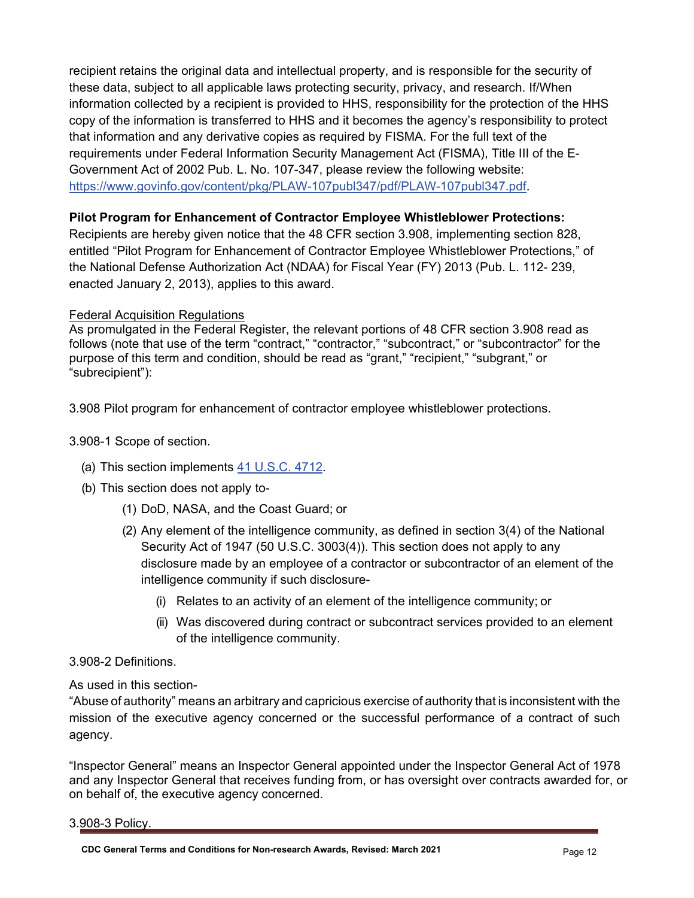recipient retains the original data and intellectual property, and is responsible for the security of these data, subject to all applicable laws protecting security, privacy, and research. If/When information collected by a recipient is provided to HHS, responsibility for the protection of the HHS copy of the information is transferred to HHS and it becomes the agency's responsibility to protect that information and any derivative copies as required by FISMA. For the full text of the requirements under Federal Information Security Management Act (FISMA), Title III of the E-Government Act of 2002 Pub. L. No. 107-347, please review the following website: https://www.govinfo.gov/content/pkg/PLAW-107publ347/pdf/PLAW-107publ347.pdf.

**Pilot Program for Enhancement of Contractor Employee Whistleblower Protections:**
Recipients are hereby given notice that the 48 CFR section 3.908, implementing section 828, entitled "Pilot Program for Enhancement of Contractor Employee Whistleblower Protections," of the National Defense Authorization Act (NDAA) for Fiscal Year (FY) 2013 (Pub. L. 112- 239, enacted January 2, 2013), applies to this award.

<u>Federal Acquisition Regulations</u>
As promulgated in the Federal Register, the relevant portions of 48 CFR section 3.908 read as follows (note that use of the term "contract," "contractor," "subcontract," or "subcontractor" for the purpose of this term and condition, should be read as "grant," "recipient," "subgrant," or "subrecipient"):

3.908 Pilot program for enhancement of contractor employee whistleblower protections.

3.908-1 Scope of section.

(a) This section implements 41 U.S.C. 4712.

(b) This section does not apply to-

    (1) DoD, NASA, and the Coast Guard; or

    (2) Any element of the intelligence community, as defined in section 3(4) of the National Security Act of 1947 (50 U.S.C. 3003(4)). This section does not apply to any disclosure made by an employee of a contractor or subcontractor of an element of the intelligence community if such disclosure-

        (i) Relates to an activity of an element of the intelligence community; or

        (ii) Was discovered during contract or subcontract services provided to an element of the intelligence community.

3.908-2 Definitions.

As used in this section-

"Abuse of authority" means an arbitrary and capricious exercise of authority that is inconsistent with the mission of the executive agency concerned or the successful performance of a contract of such agency.

"Inspector General" means an Inspector General appointed under the Inspector General Act of 1978 and any Inspector General that receives funding from, or has oversight over contracts awarded for, or on behalf of, the executive agency concerned.

3.908-3 Policy.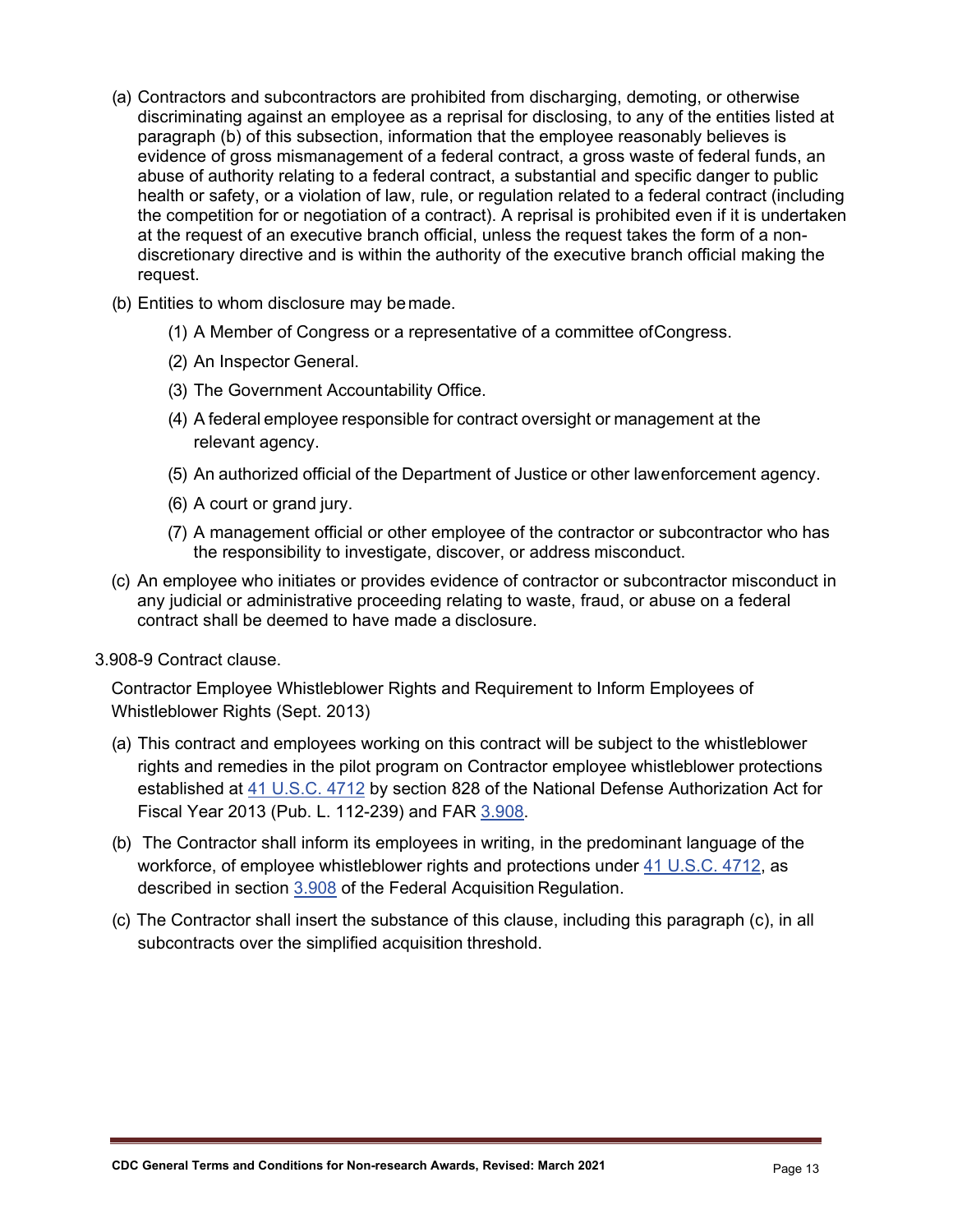(a) Contractors and subcontractors are prohibited from discharging, demoting, or otherwise discriminating against an employee as a reprisal for disclosing, to any of the entities listed at paragraph (b) of this subsection, information that the employee reasonably believes is evidence of gross mismanagement of a federal contract, a gross waste of federal funds, an abuse of authority relating to a federal contract, a substantial and specific danger to public health or safety, or a violation of law, rule, or regulation related to a federal contract (including the competition for or negotiation of a contract). A reprisal is prohibited even if it is undertaken at the request of an executive branch official, unless the request takes the form of a non-discretionary directive and is within the authority of the executive branch official making the request.

(b) Entities to whom disclosure may be made.

(1) A Member of Congress or a representative of a committee of Congress.

(2) An Inspector General.

(3) The Government Accountability Office.

(4) A federal employee responsible for contract oversight or management at the relevant agency.

(5) An authorized official of the Department of Justice or other law enforcement agency.

(6) A court or grand jury.

(7) A management official or other employee of the contractor or subcontractor who has the responsibility to investigate, discover, or address misconduct.

(c) An employee who initiates or provides evidence of contractor or subcontractor misconduct in any judicial or administrative proceeding relating to waste, fraud, or abuse on a federal contract shall be deemed to have made a disclosure.

3.908-9 Contract clause.

Contractor Employee Whistleblower Rights and Requirement to Inform Employees of Whistleblower Rights (Sept. 2013)

(a) This contract and employees working on this contract will be subject to the whistleblower rights and remedies in the pilot program on Contractor employee whistleblower protections established at 41 U.S.C. 4712 by section 828 of the National Defense Authorization Act for Fiscal Year 2013 (Pub. L. 112-239) and FAR 3.908.

(b) The Contractor shall inform its employees in writing, in the predominant language of the workforce, of employee whistleblower rights and protections under 41 U.S.C. 4712, as described in section 3.908 of the Federal Acquisition Regulation.

(c) The Contractor shall insert the substance of this clause, including this paragraph (c), in all subcontracts over the simplified acquisition threshold.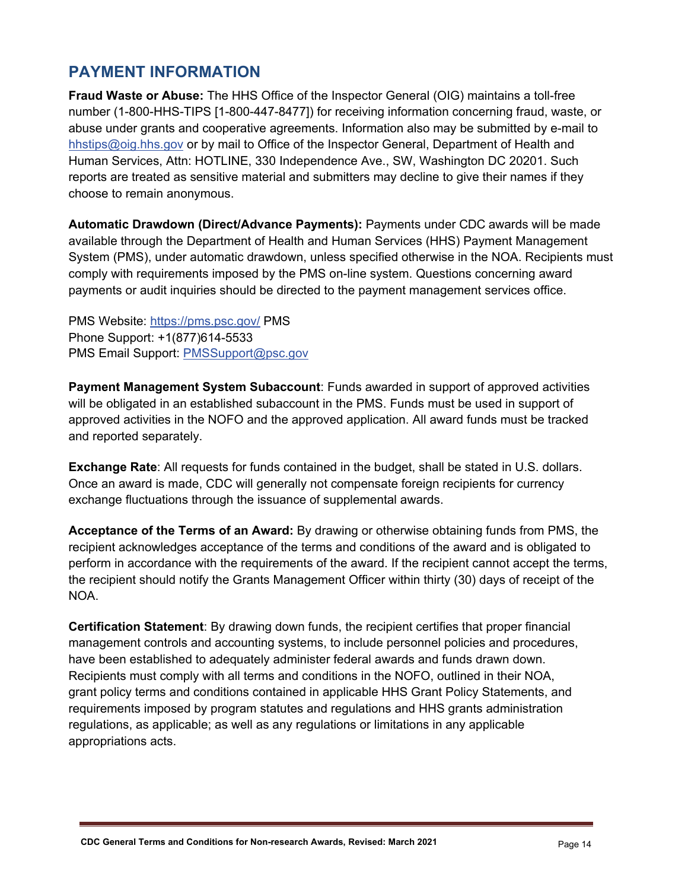## PAYMENT INFORMATION

**Fraud Waste or Abuse:** The HHS Office of the Inspector General (OIG) maintains a toll-free number (1-800-HHS-TIPS [1-800-447-8477]) for receiving information concerning fraud, waste, or abuse under grants and cooperative agreements. Information also may be submitted by e-mail to hhstips@oig.hhs.gov or by mail to Office of the Inspector General, Department of Health and Human Services, Attn: HOTLINE, 330 Independence Ave., SW, Washington DC 20201. Such reports are treated as sensitive material and submitters may decline to give their names if they choose to remain anonymous.

**Automatic Drawdown (Direct/Advance Payments):** Payments under CDC awards will be made available through the Department of Health and Human Services (HHS) Payment Management System (PMS), under automatic drawdown, unless specified otherwise in the NOA. Recipients must comply with requirements imposed by the PMS on-line system. Questions concerning award payments or audit inquiries should be directed to the payment management services office.

PMS Website: https://pms.psc.gov/ PMS
Phone Support: +1(877)614-5533
PMS Email Support: PMSSupport@psc.gov

**Payment Management System Subaccount**: Funds awarded in support of approved activities will be obligated in an established subaccount in the PMS. Funds must be used in support of approved activities in the NOFO and the approved application. All award funds must be tracked and reported separately.

**Exchange Rate**: All requests for funds contained in the budget, shall be stated in U.S. dollars. Once an award is made, CDC will generally not compensate foreign recipients for currency exchange fluctuations through the issuance of supplemental awards.

**Acceptance of the Terms of an Award:** By drawing or otherwise obtaining funds from PMS, the recipient acknowledges acceptance of the terms and conditions of the award and is obligated to perform in accordance with the requirements of the award. If the recipient cannot accept the terms, the recipient should notify the Grants Management Officer within thirty (30) days of receipt of the NOA.

**Certification Statement**: By drawing down funds, the recipient certifies that proper financial management controls and accounting systems, to include personnel policies and procedures, have been established to adequately administer federal awards and funds drawn down. Recipients must comply with all terms and conditions in the NOFO, outlined in their NOA, grant policy terms and conditions contained in applicable HHS Grant Policy Statements, and requirements imposed by program statutes and regulations and HHS grants administration regulations, as applicable; as well as any regulations or limitations in any applicable appropriations acts.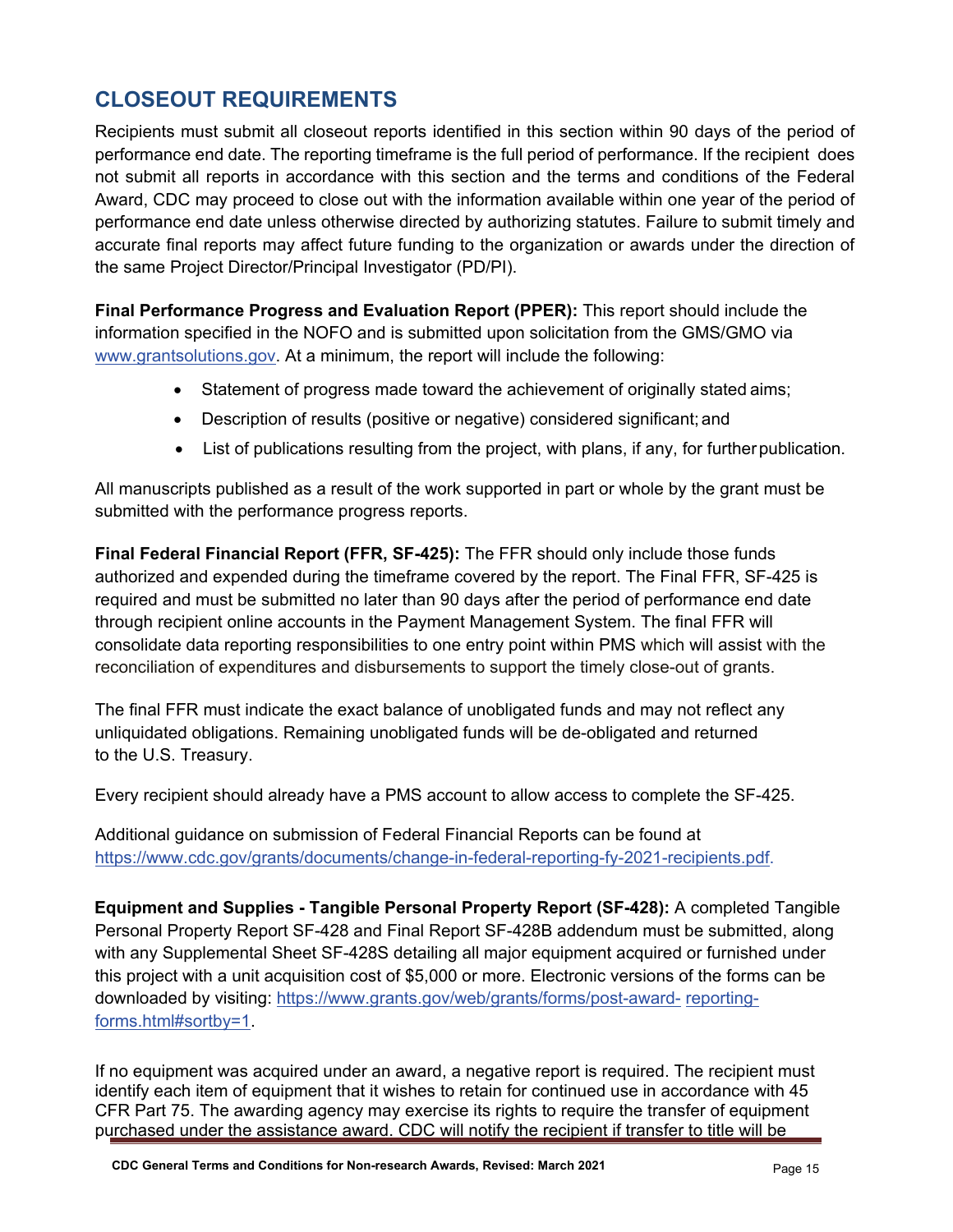## CLOSEOUT REQUIREMENTS

Recipients must submit all closeout reports identified in this section within 90 days of the period of performance end date. The reporting timeframe is the full period of performance. If the recipient does not submit all reports in accordance with this section and the terms and conditions of the Federal Award, CDC may proceed to close out with the information available within one year of the period of performance end date unless otherwise directed by authorizing statutes. Failure to submit timely and accurate final reports may affect future funding to the organization or awards under the direction of the same Project Director/Principal Investigator (PD/PI).

**Final Performance Progress and Evaluation Report (PPER):** This report should include the information specified in the NOFO and is submitted upon solicitation from the GMS/GMO via www.grantsolutions.gov. At a minimum, the report will include the following:

- Statement of progress made toward the achievement of originally stated aims;
- Description of results (positive or negative) considered significant; and
- List of publications resulting from the project, with plans, if any, for further publication.

All manuscripts published as a result of the work supported in part or whole by the grant must be submitted with the performance progress reports.

**Final Federal Financial Report (FFR, SF-425):** The FFR should only include those funds authorized and expended during the timeframe covered by the report. The Final FFR, SF-425 is required and must be submitted no later than 90 days after the period of performance end date through recipient online accounts in the Payment Management System. The final FFR will consolidate data reporting responsibilities to one entry point within PMS which will assist with the reconciliation of expenditures and disbursements to support the timely close-out of grants.

The final FFR must indicate the exact balance of unobligated funds and may not reflect any unliquidated obligations. Remaining unobligated funds will be de-obligated and returned to the U.S. Treasury.

Every recipient should already have a PMS account to allow access to complete the SF-425.

Additional guidance on submission of Federal Financial Reports can be found at https://www.cdc.gov/grants/documents/change-in-federal-reporting-fy-2021-recipients.pdf.

**Equipment and Supplies - Tangible Personal Property Report (SF-428):** A completed Tangible Personal Property Report SF-428 and Final Report SF-428B addendum must be submitted, along with any Supplemental Sheet SF-428S detailing all major equipment acquired or furnished under this project with a unit acquisition cost of $5,000 or more. Electronic versions of the forms can be downloaded by visiting: https://www.grants.gov/web/grants/forms/post-award-reporting-forms.html#sortby=1.

If no equipment was acquired under an award, a negative report is required. The recipient must identify each item of equipment that it wishes to retain for continued use in accordance with 45 CFR Part 75. The awarding agency may exercise its rights to require the transfer of equipment purchased under the assistance award. CDC will notify the recipient if transfer to title will be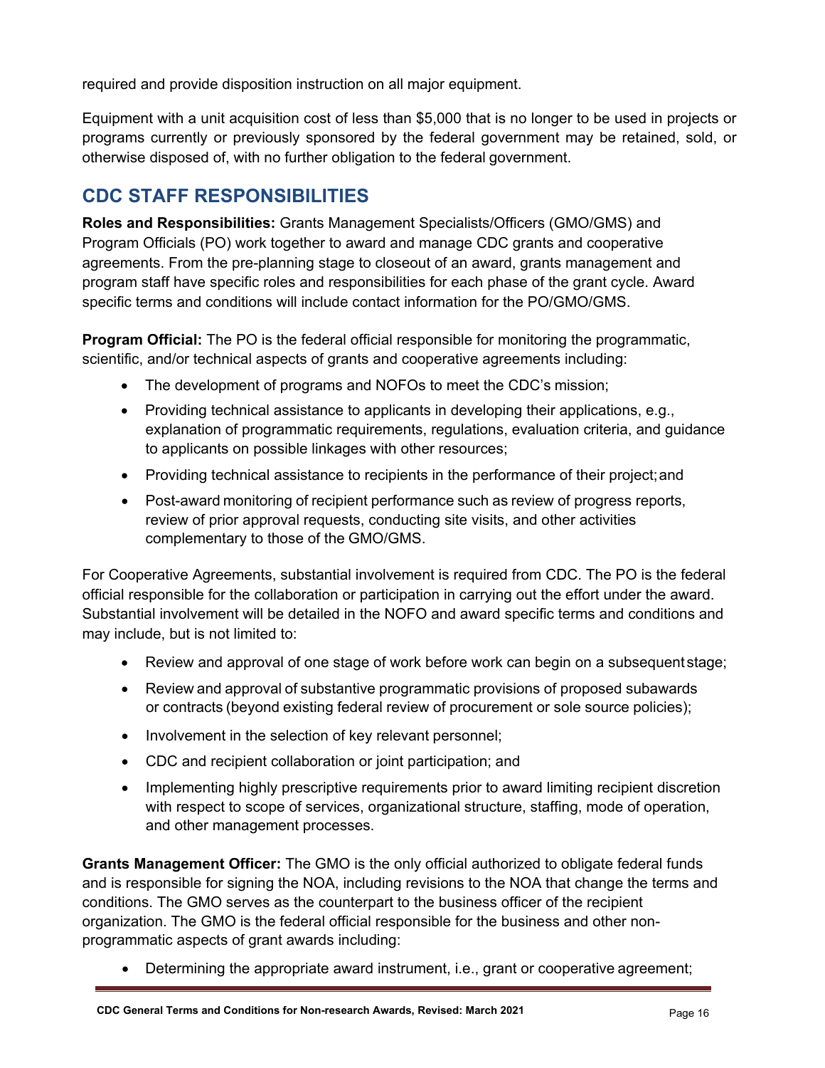required and provide disposition instruction on all major equipment.

Equipment with a unit acquisition cost of less than $5,000 that is no longer to be used in projects or programs currently or previously sponsored by the federal government may be retained, sold, or otherwise disposed of, with no further obligation to the federal government.

## CDC STAFF RESPONSIBILITIES

**Roles and Responsibilities:** Grants Management Specialists/Officers (GMO/GMS) and Program Officials (PO) work together to award and manage CDC grants and cooperative agreements. From the pre-planning stage to closeout of an award, grants management and program staff have specific roles and responsibilities for each phase of the grant cycle. Award specific terms and conditions will include contact information for the PO/GMO/GMS.

**Program Official:** The PO is the federal official responsible for monitoring the programmatic, scientific, and/or technical aspects of grants and cooperative agreements including:

- The development of programs and NOFOs to meet the CDC's mission;
- Providing technical assistance to applicants in developing their applications, e.g., explanation of programmatic requirements, regulations, evaluation criteria, and guidance to applicants on possible linkages with other resources;
- Providing technical assistance to recipients in the performance of their project; and
- Post-award monitoring of recipient performance such as review of progress reports, review of prior approval requests, conducting site visits, and other activities complementary to those of the GMO/GMS.

For Cooperative Agreements, substantial involvement is required from CDC. The PO is the federal official responsible for the collaboration or participation in carrying out the effort under the award. Substantial involvement will be detailed in the NOFO and award specific terms and conditions and may include, but is not limited to:

- Review and approval of one stage of work before work can begin on a subsequent stage;
- Review and approval of substantive programmatic provisions of proposed subawards or contracts (beyond existing federal review of procurement or sole source policies);
- Involvement in the selection of key relevant personnel;
- CDC and recipient collaboration or joint participation; and
- Implementing highly prescriptive requirements prior to award limiting recipient discretion with respect to scope of services, organizational structure, staffing, mode of operation, and other management processes.

**Grants Management Officer:** The GMO is the only official authorized to obligate federal funds and is responsible for signing the NOA, including revisions to the NOA that change the terms and conditions. The GMO serves as the counterpart to the business officer of the recipient organization. The GMO is the federal official responsible for the business and other non-programmatic aspects of grant awards including:

- Determining the appropriate award instrument, i.e., grant or cooperative agreement;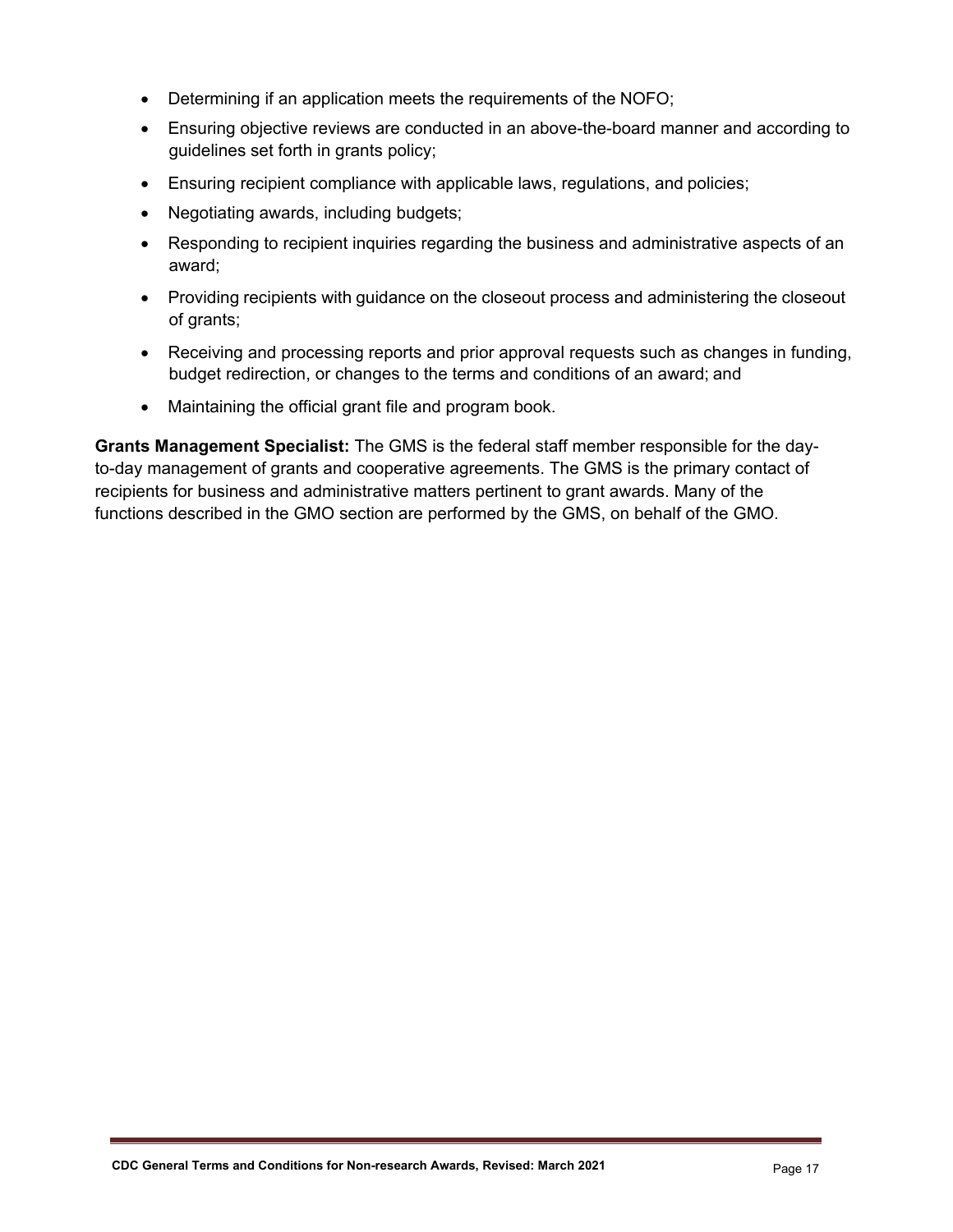- Determining if an application meets the requirements of the NOFO;
- Ensuring objective reviews are conducted in an above-the-board manner and according to guidelines set forth in grants policy;
- Ensuring recipient compliance with applicable laws, regulations, and policies;
- Negotiating awards, including budgets;
- Responding to recipient inquiries regarding the business and administrative aspects of an award;
- Providing recipients with guidance on the closeout process and administering the closeout of grants;
- Receiving and processing reports and prior approval requests such as changes in funding, budget redirection, or changes to the terms and conditions of an award; and
- Maintaining the official grant file and program book.

**Grants Management Specialist:** The GMS is the federal staff member responsible for the day-to-day management of grants and cooperative agreements. The GMS is the primary contact of recipients for business and administrative matters pertinent to grant awards. Many of the functions described in the GMO section are performed by the GMS, on behalf of the GMO.